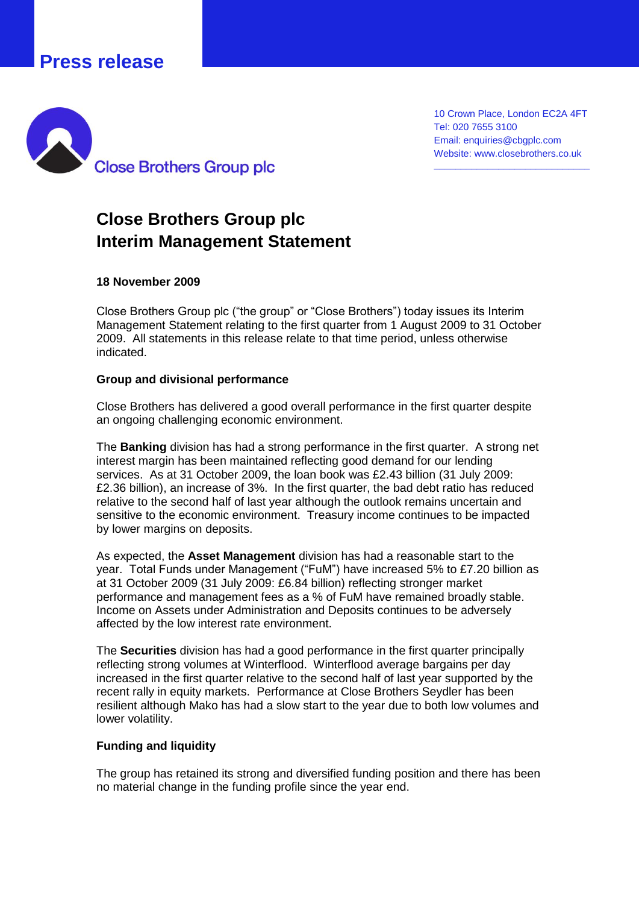# Press release

Close Brothers Group plc

10 Crown Place, London EC2A 4FT
Tel: 020 7655 3100
Email: enquiries@cbgplc.com
Website: www.closebrothers.co.uk

## Close Brothers Group plc
## Interim Management Statement

**18 November 2009**

Close Brothers Group plc ("the group" or "Close Brothers") today issues its Interim Management Statement relating to the first quarter from 1 August 2009 to 31 October 2009. All statements in this release relate to that time period, unless otherwise indicated.

**Group and divisional performance**

Close Brothers has delivered a good overall performance in the first quarter despite an ongoing challenging economic environment.

The **Banking** division has had a strong performance in the first quarter. A strong net interest margin has been maintained reflecting good demand for our lending services. As at 31 October 2009, the loan book was £2.43 billion (31 July 2009: £2.36 billion), an increase of 3%. In the first quarter, the bad debt ratio has reduced relative to the second half of last year although the outlook remains uncertain and sensitive to the economic environment. Treasury income continues to be impacted by lower margins on deposits.

As expected, the **Asset Management** division has had a reasonable start to the year. Total Funds under Management ("FuM") have increased 5% to £7.20 billion as at 31 October 2009 (31 July 2009: £6.84 billion) reflecting stronger market performance and management fees as a % of FuM have remained broadly stable. Income on Assets under Administration and Deposits continues to be adversely affected by the low interest rate environment.

The **Securities** division has had a good performance in the first quarter principally reflecting strong volumes at Winterflood. Winterflood average bargains per day increased in the first quarter relative to the second half of last year supported by the recent rally in equity markets. Performance at Close Brothers Seydler has been resilient although Mako has had a slow start to the year due to both low volumes and lower volatility.

**Funding and liquidity**

The group has retained its strong and diversified funding position and there has been no material change in the funding profile since the year end.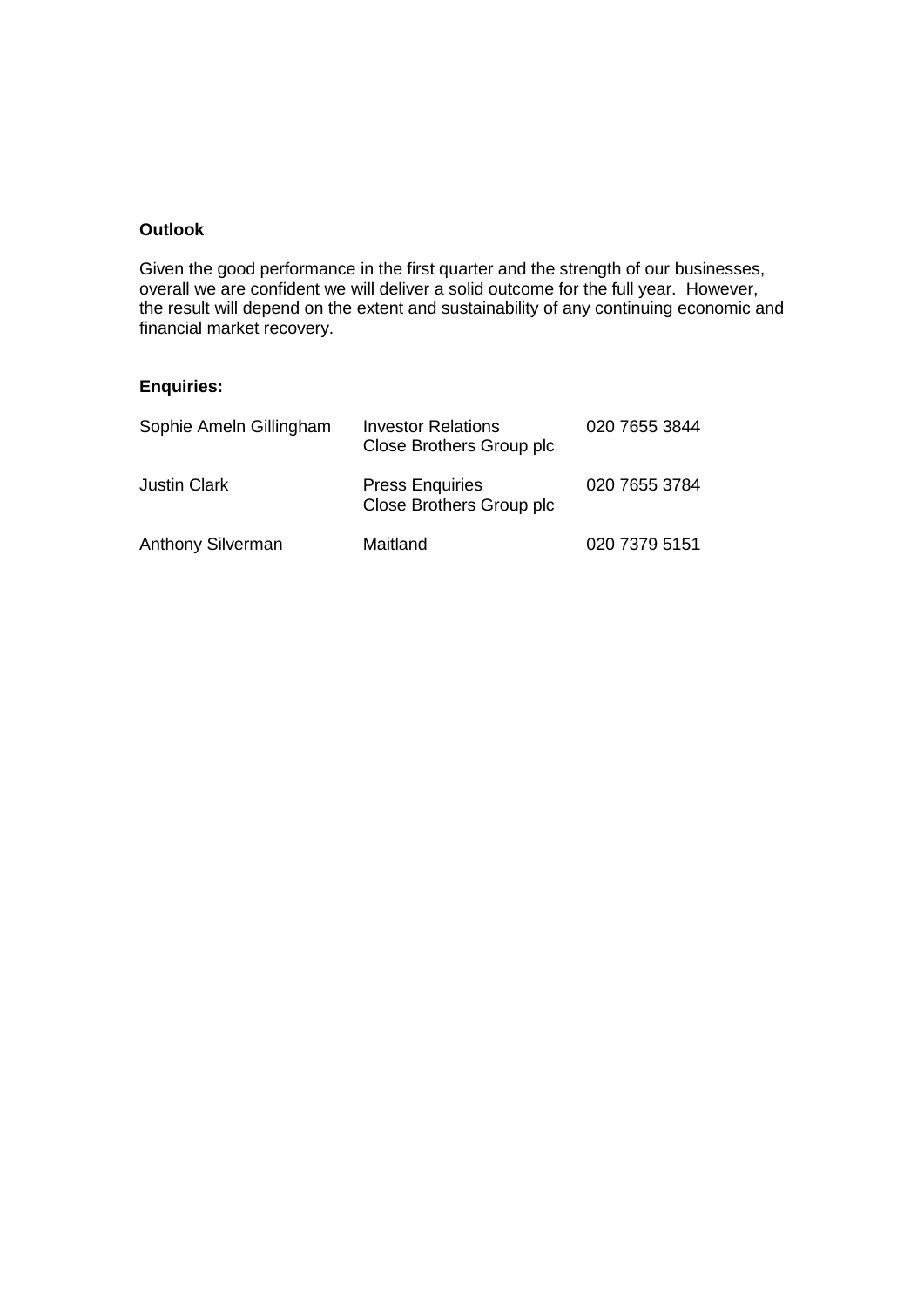**Outlook**

Given the good performance in the first quarter and the strength of our businesses, overall we are confident we will deliver a solid outcome for the full year. However, the result will depend on the extent and sustainability of any continuing economic and financial market recovery.

**Enquiries:**

| | | |
|---|---|---|
| Sophie Ameln Gillingham | Investor Relations<br>Close Brothers Group plc | 020 7655 3844 |
| Justin Clark | Press Enquiries<br>Close Brothers Group plc | 020 7655 3784 |
| Anthony Silverman | Maitland | 020 7379 5151 |